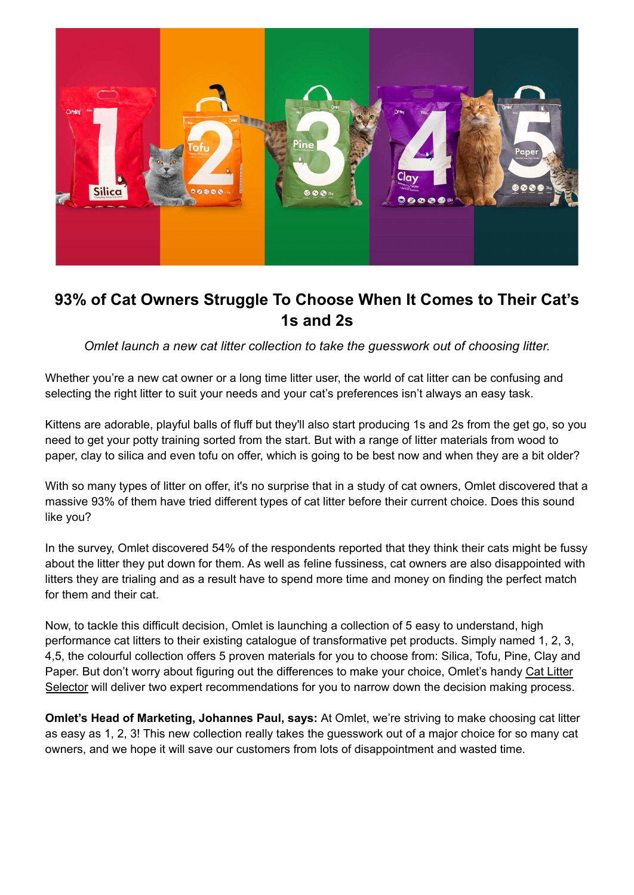# 93% of Cat Owners Struggle To Choose When It Comes to Their Cat's 1s and 2s

*Omlet launch a new cat litter collection to take the guesswork out of choosing litter.*

Whether you're a new cat owner or a long time litter user, the world of cat litter can be confusing and selecting the right litter to suit your needs and your cat's preferences isn't always an easy task.

Kittens are adorable, playful balls of fluff but they'll also start producing 1s and 2s from the get go, so you need to get your potty training sorted from the start. But with a range of litter materials from wood to paper, clay to silica and even tofu on offer, which is going to be best now and when they are a bit older?

With so many types of litter on offer, it's no surprise that in a study of cat owners, Omlet discovered that a massive 93% of them have tried different types of cat litter before their current choice. Does this sound like you?

In the survey, Omlet discovered 54% of the respondents reported that they think their cats might be fussy about the litter they put down for them. As well as feline fussiness, cat owners are also disappointed with litters they are trialing and as a result have to spend more time and money on finding the perfect match for them and their cat.

Now, to tackle this difficult decision, Omlet is launching a collection of 5 easy to understand, high performance cat litters to their existing catalogue of transformative pet products. Simply named 1, 2, 3, 4,5, the colourful collection offers 5 proven materials for you to choose from: Silica, Tofu, Pine, Clay and Paper. But don't worry about figuring out the differences to make your choice, Omlet's handy Cat Litter Selector will deliver two expert recommendations for you to narrow down the decision making process.

**Omlet's Head of Marketing, Johannes Paul, says:** At Omlet, we're striving to make choosing cat litter as easy as 1, 2, 3! This new collection really takes the guesswork out of a major choice for so many cat owners, and we hope it will save our customers from lots of disappointment and wasted time.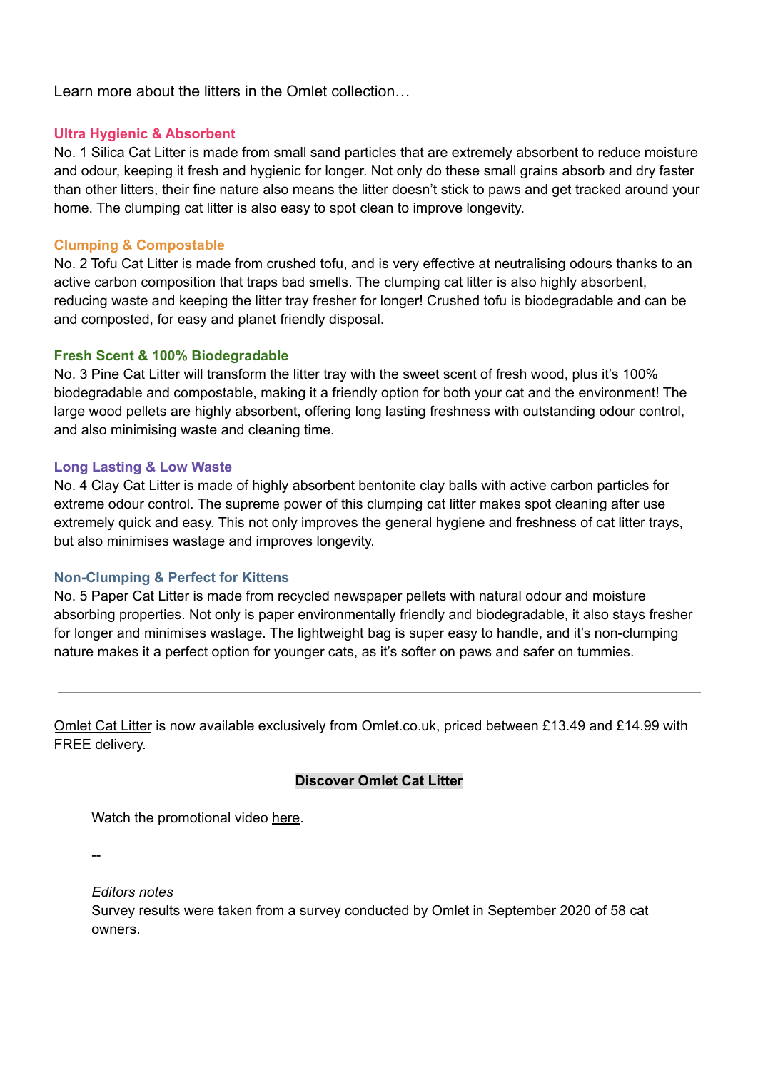Learn more about the litters in the Omlet collection…

**Ultra Hygienic & Absorbent**

No. 1 Silica Cat Litter is made from small sand particles that are extremely absorbent to reduce moisture and odour, keeping it fresh and hygienic for longer. Not only do these small grains absorb and dry faster than other litters, their fine nature also means the litter doesn't stick to paws and get tracked around your home. The clumping cat litter is also easy to spot clean to improve longevity.

**Clumping & Compostable**

No. 2 Tofu Cat Litter is made from crushed tofu, and is very effective at neutralising odours thanks to an active carbon composition that traps bad smells. The clumping cat litter is also highly absorbent, reducing waste and keeping the litter tray fresher for longer! Crushed tofu is biodegradable and can be and composted, for easy and planet friendly disposal.

**Fresh Scent & 100% Biodegradable**

No. 3 Pine Cat Litter will transform the litter tray with the sweet scent of fresh wood, plus it's 100% biodegradable and compostable, making it a friendly option for both your cat and the environment! The large wood pellets are highly absorbent, offering long lasting freshness with outstanding odour control, and also minimising waste and cleaning time.

**Long Lasting & Low Waste**

No. 4 Clay Cat Litter is made of highly absorbent bentonite clay balls with active carbon particles for extreme odour control. The supreme power of this clumping cat litter makes spot cleaning after use extremely quick and easy. This not only improves the general hygiene and freshness of cat litter trays, but also minimises wastage and improves longevity.

**Non-Clumping & Perfect for Kittens**

No. 5 Paper Cat Litter is made from recycled newspaper pellets with natural odour and moisture absorbing properties. Not only is paper environmentally friendly and biodegradable, it also stays fresher for longer and minimises wastage. The lightweight bag is super easy to handle, and it's non-clumping nature makes it a perfect option for younger cats, as it's softer on paws and safer on tummies.

---

Omlet Cat Litter is now available exclusively from Omlet.co.uk, priced between £13.49 and £14.99 with FREE delivery.

**Discover Omlet Cat Litter**

Watch the promotional video here.

--

*Editors notes*

Survey results were taken from a survey conducted by Omlet in September 2020 of 58 cat owners.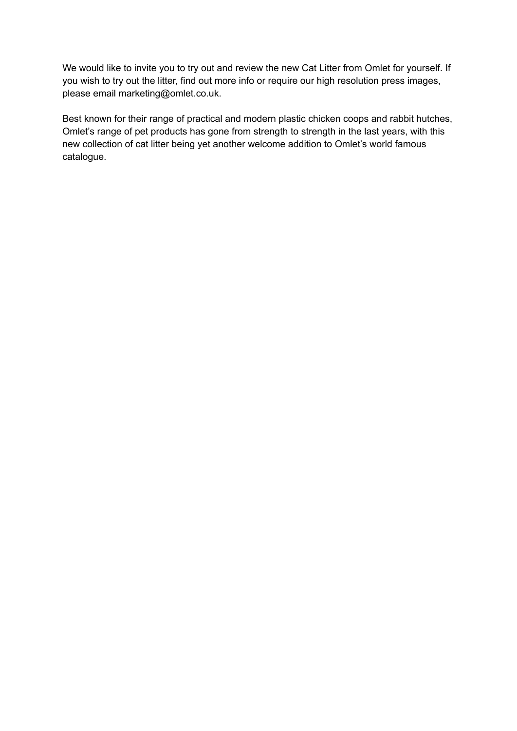We would like to invite you to try out and review the new Cat Litter from Omlet for yourself. If you wish to try out the litter, find out more info or require our high resolution press images, please email marketing@omlet.co.uk.

Best known for their range of practical and modern plastic chicken coops and rabbit hutches, Omlet's range of pet products has gone from strength to strength in the last years, with this new collection of cat litter being yet another welcome addition to Omlet's world famous catalogue.